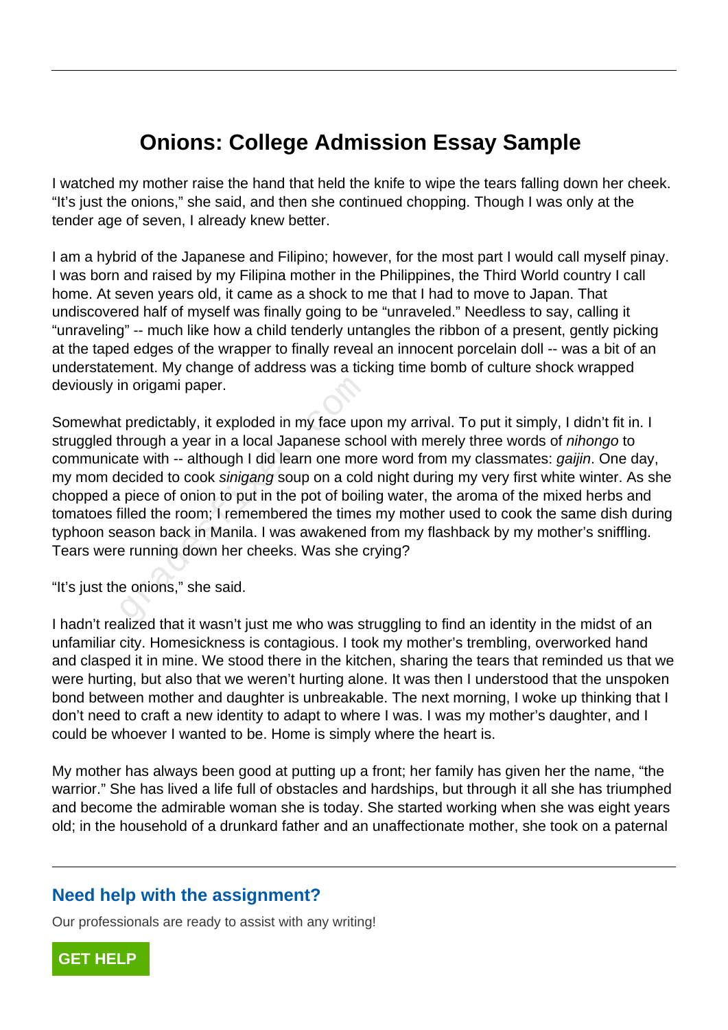# Onions: College Admission Essay Sample

I watched my mother raise the hand that held the knife to wipe the tears falling down her cheek. “It’s just the onions,” she said, and then she continued chopping. Though I was only at the tender age of seven, I already knew better.

I am a hybrid of the Japanese and Filipino; however, for the most part I would call myself pinay. I was born and raised by my Filipina mother in the Philippines, the Third World country I call home. At seven years old, it came as a shock to me that I had to move to Japan. That undiscovered half of myself was finally going to be “unraveled.” Needless to say, calling it “unraveling” -- much like how a child tenderly untangles the ribbon of a present, gently picking at the taped edges of the wrapper to finally reveal an innocent porcelain doll -- was a bit of an understatement. My change of address was a ticking time bomb of culture shock wrapped deviously in origami paper.

Somewhat predictably, it exploded in my face upon my arrival. To put it simply, I didn’t fit in. I struggled through a year in a local Japanese school with merely three words of *nihongo* to communicate with -- although I did learn one more word from my classmates: *gaijin*. One day, my mom decided to cook *sinigang* soup on a cold night during my very first white winter. As she chopped a piece of onion to put in the pot of boiling water, the aroma of the mixed herbs and tomatoes filled the room; I remembered the times my mother used to cook the same dish during typhoon season back in Manila. I was awakened from my flashback by my mother’s sniffling. Tears were running down her cheeks. Was she crying?

“It’s just the onions,” she said.

I hadn’t realized that it wasn’t just me who was struggling to find an identity in the midst of an unfamiliar city. Homesickness is contagious. I took my mother’s trembling, overworked hand and clasped it in mine. We stood there in the kitchen, sharing the tears that reminded us that we were hurting, but also that we weren’t hurting alone. It was then I understood that the unspoken bond between mother and daughter is unbreakable. The next morning, I woke up thinking that I don’t need to craft a new identity to adapt to where I was. I was my mother’s daughter, and I could be whoever I wanted to be. Home is simply where the heart is.

My mother has always been good at putting up a front; her family has given her the name, “the warrior.” She has lived a life full of obstacles and hardships, but through it all she has triumphed and become the admirable woman she is today. She started working when she was eight years old; in the household of a drunkard father and an unaffectionate mother, she took on a paternal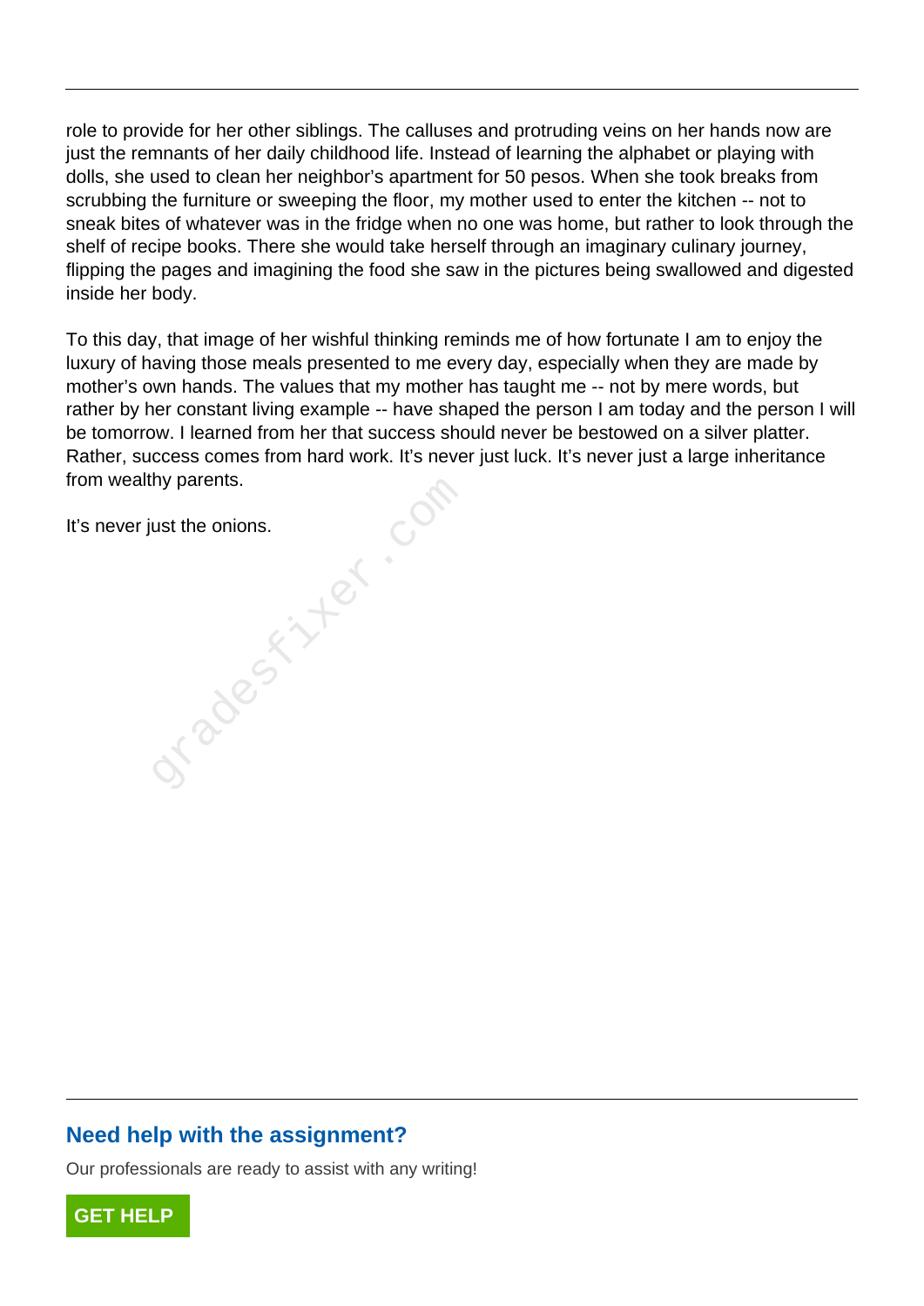role to provide for her other siblings. The calluses and protruding veins on her hands now are just the remnants of her daily childhood life. Instead of learning the alphabet or playing with dolls, she used to clean her neighbor's apartment for 50 pesos. When she took breaks from scrubbing the furniture or sweeping the floor, my mother used to enter the kitchen -- not to sneak bites of whatever was in the fridge when no one was home, but rather to look through the shelf of recipe books. There she would take herself through an imaginary culinary journey, flipping the pages and imagining the food she saw in the pictures being swallowed and digested inside her body.

To this day, that image of her wishful thinking reminds me of how fortunate I am to enjoy the luxury of having those meals presented to me every day, especially when they are made by mother's own hands. The values that my mother has taught me -- not by mere words, but rather by her constant living example -- have shaped the person I am today and the person I will be tomorrow. I learned from her that success should never be bestowed on a silver platter. Rather, success comes from hard work. It's never just luck. It's never just a large inheritance from wealthy parents.

It's never just the onions.